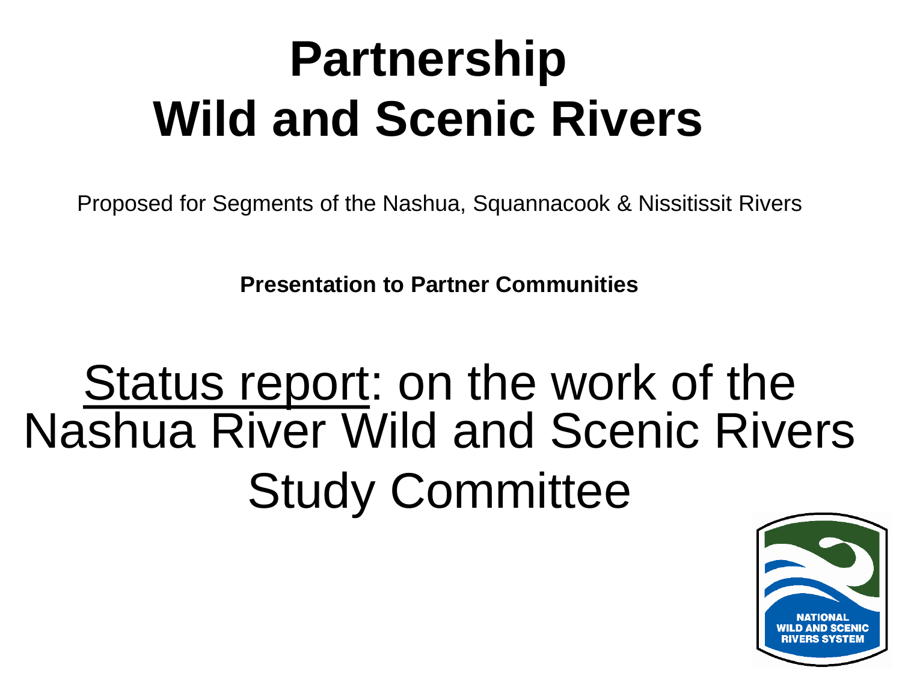# Partnership
# Wild and Scenic Rivers

Proposed for Segments of the Nashua, Squannacook & Nissitissit Rivers

**Presentation to Partner Communities**

## <u>Status report</u>: on the work of the Nashua River Wild and Scenic Rivers Study Committee

NATIONAL WILD AND SCENIC RIVERS SYSTEM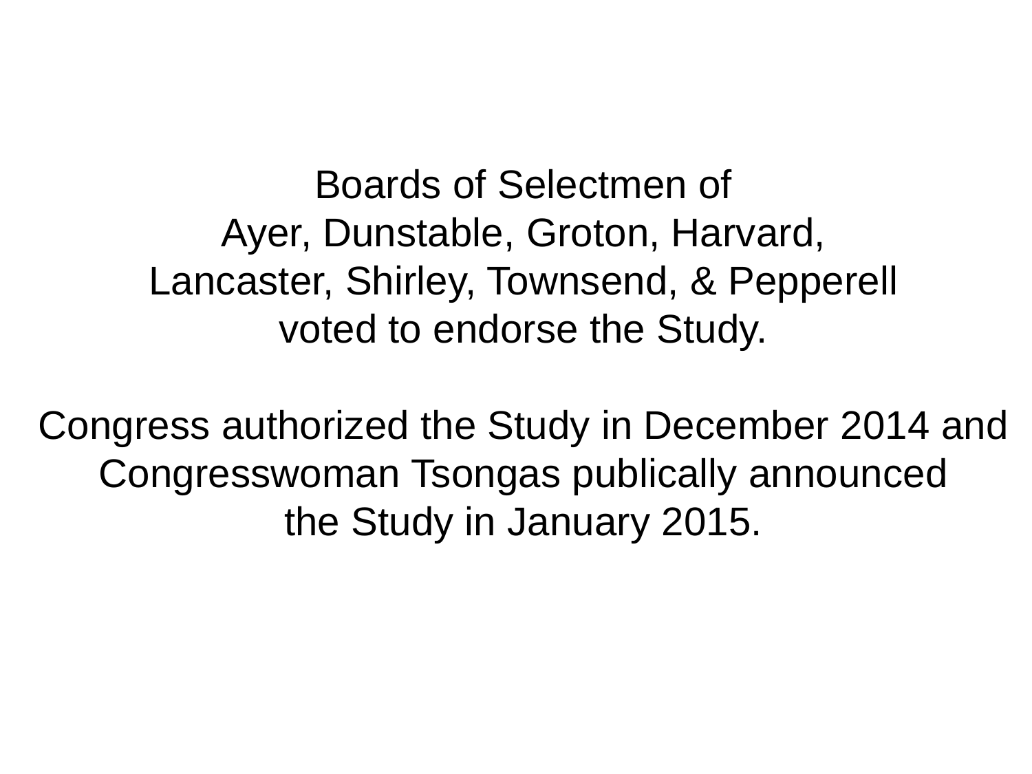Boards of Selectmen of
Ayer, Dunstable, Groton, Harvard,
Lancaster, Shirley, Townsend, & Pepperell
voted to endorse the Study.

Congress authorized the Study in December 2014 and
Congresswoman Tsongas publically announced
the Study in January 2015.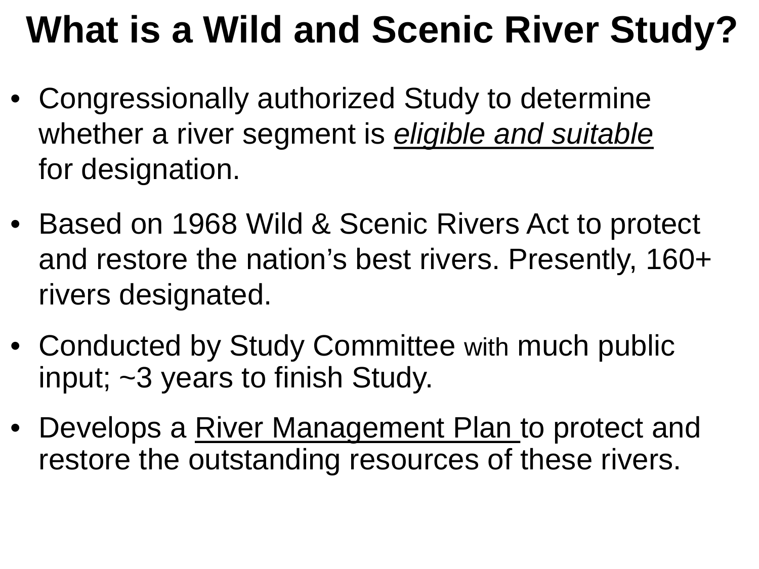# What is a Wild and Scenic River Study?

- Congressionally authorized Study to determine whether a river segment is *eligible and suitable* for designation.
- Based on 1968 Wild & Scenic Rivers Act to protect and restore the nation's best rivers. Presently, 160+ rivers designated.
- Conducted by Study Committee with much public input; ~3 years to finish Study.
- Develops a River Management Plan to protect and restore the outstanding resources of these rivers.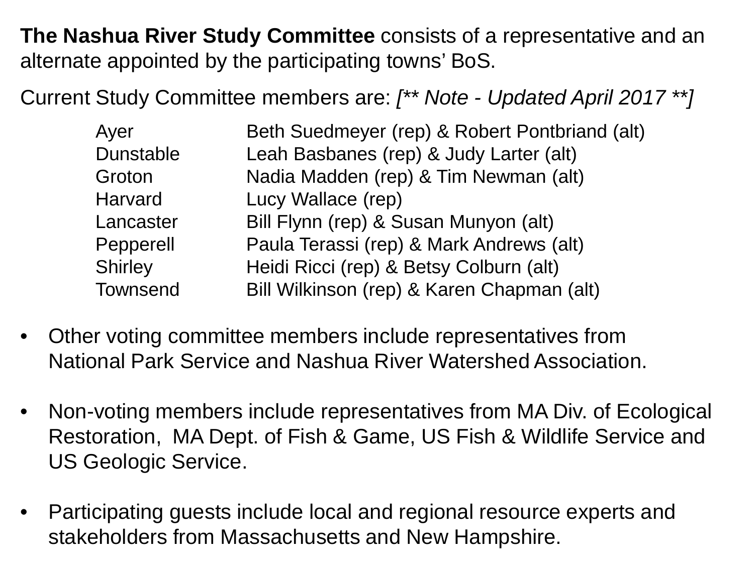**The Nashua River Study Committee** consists of a representative and an alternate appointed by the participating towns' BoS.

Current Study Committee members are: *[** Note - Updated April 2017 **]*

| | |
|---|---|
| Ayer | Beth Suedmeyer (rep) & Robert Pontbriand (alt) |
| Dunstable | Leah Basbanes (rep) & Judy Larter (alt) |
| Groton | Nadia Madden (rep) & Tim Newman (alt) |
| Harvard | Lucy Wallace (rep) |
| Lancaster | Bill Flynn (rep) & Susan Munyon (alt) |
| Pepperell | Paula Terassi (rep) & Mark Andrews (alt) |
| Shirley | Heidi Ricci (rep) & Betsy Colburn (alt) |
| Townsend | Bill Wilkinson (rep) & Karen Chapman (alt) |

- Other voting committee members include representatives from National Park Service and Nashua River Watershed Association.

- Non-voting members include representatives from MA Div. of Ecological Restoration, MA Dept. of Fish & Game, US Fish & Wildlife Service and US Geologic Service.

- Participating guests include local and regional resource experts and stakeholders from Massachusetts and New Hampshire.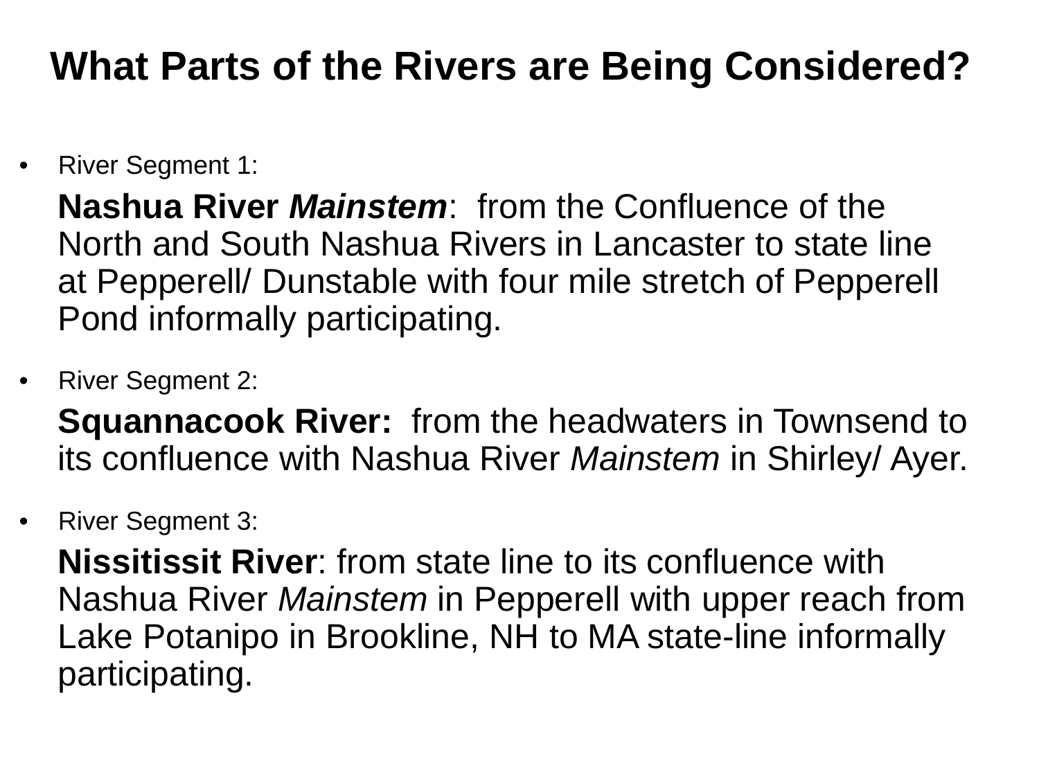# What Parts of the Rivers are Being Considered?

- River Segment 1:

  **Nashua River *Mainstem***: from the Confluence of the North and South Nashua Rivers in Lancaster to state line at Pepperell/ Dunstable with four mile stretch of Pepperell Pond informally participating.

- River Segment 2:

  **Squannacook River:** from the headwaters in Townsend to its confluence with Nashua River *Mainstem* in Shirley/ Ayer.

- River Segment 3:

  **Nissitissit River**: from state line to its confluence with Nashua River *Mainstem* in Pepperell with upper reach from Lake Potanipo in Brookline, NH to MA state-line informally participating.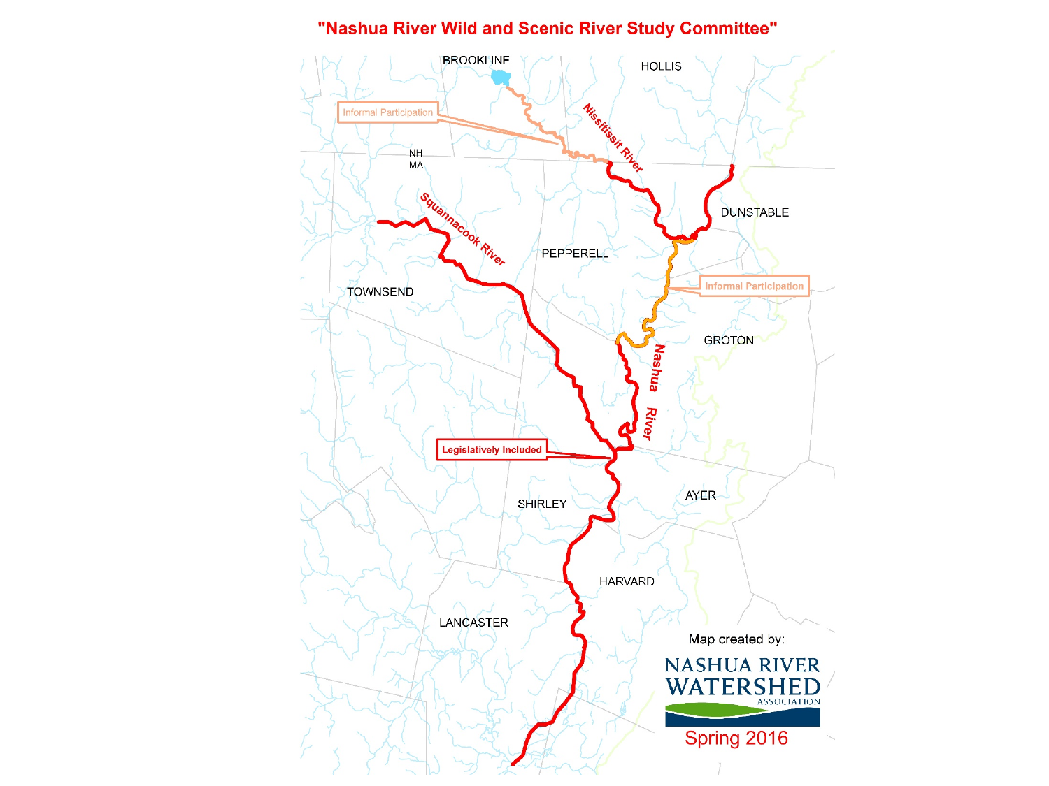# "Nashua River Wild and Scenic River Study Committee"

BROOKLINE

HOLLIS

Informal Participation

Nissitissit River

NH

MA

Squannacook River

DUNSTABLE

PEPPERELL

Informal Participation

TOWNSEND

GROTON

Nashua River

Legislatively Included

SHIRLEY

AYER

HARVARD

LANCASTER

Map created by:

NASHUA RIVER WATERSHED ASSOCIATION

Spring 2016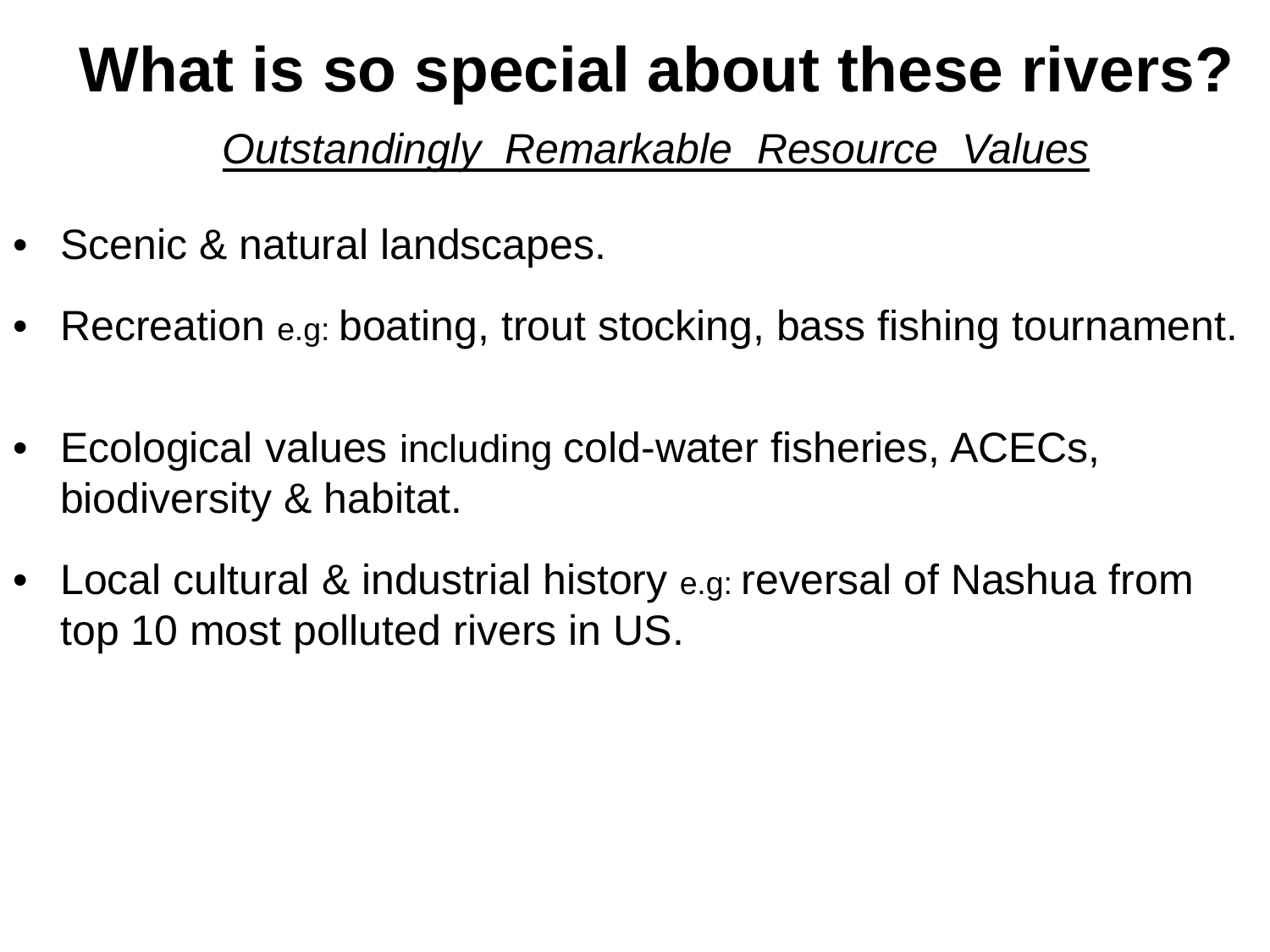# What is so special about these rivers?

*Outstandingly Remarkable Resource Values*

- Scenic & natural landscapes.
- Recreation e.g: boating, trout stocking, bass fishing tournament.
- Ecological values including cold-water fisheries, ACECs, biodiversity & habitat.
- Local cultural & industrial history e.g: reversal of Nashua from top 10 most polluted rivers in US.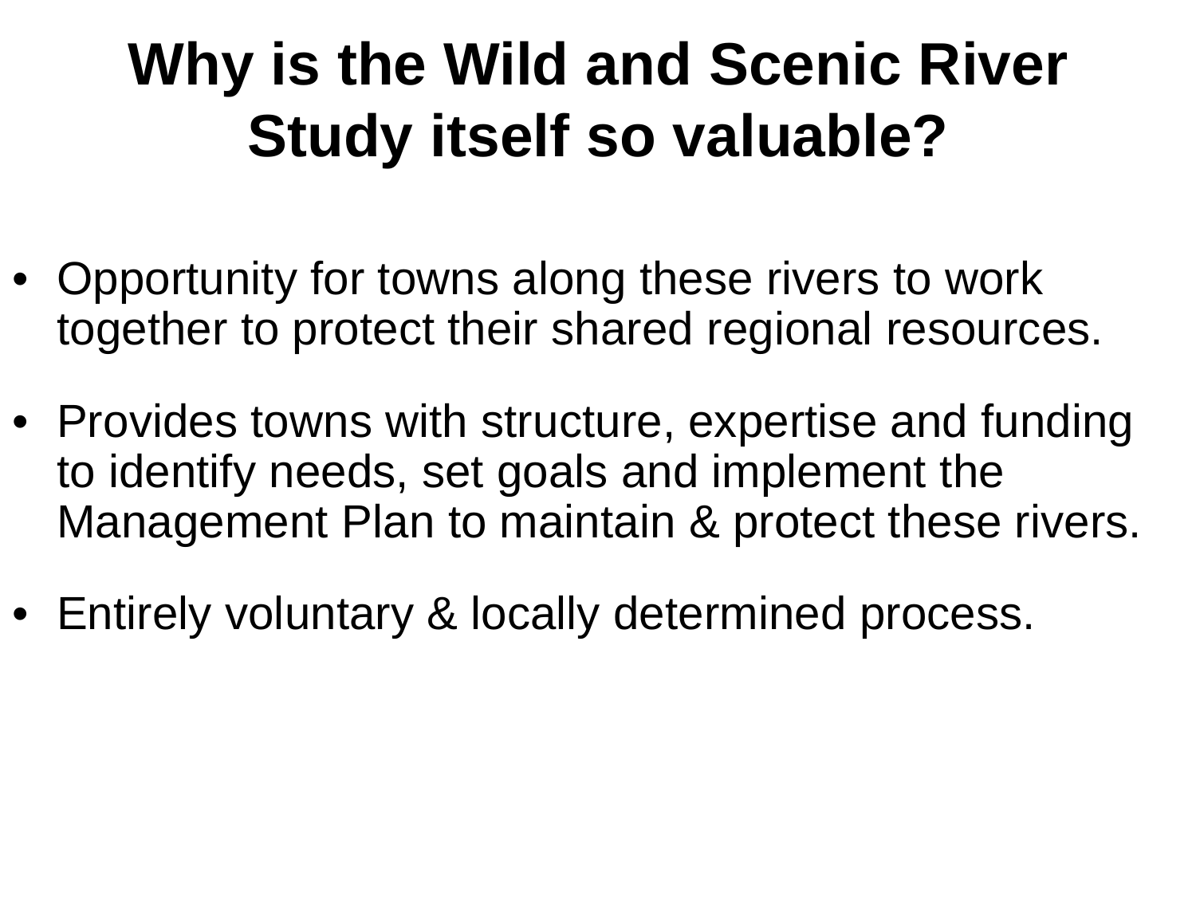# Why is the Wild and Scenic River Study itself so valuable?

- Opportunity for towns along these rivers to work together to protect their shared regional resources.
- Provides towns with structure, expertise and funding to identify needs, set goals and implement the Management Plan to maintain & protect these rivers.
- Entirely voluntary & locally determined process.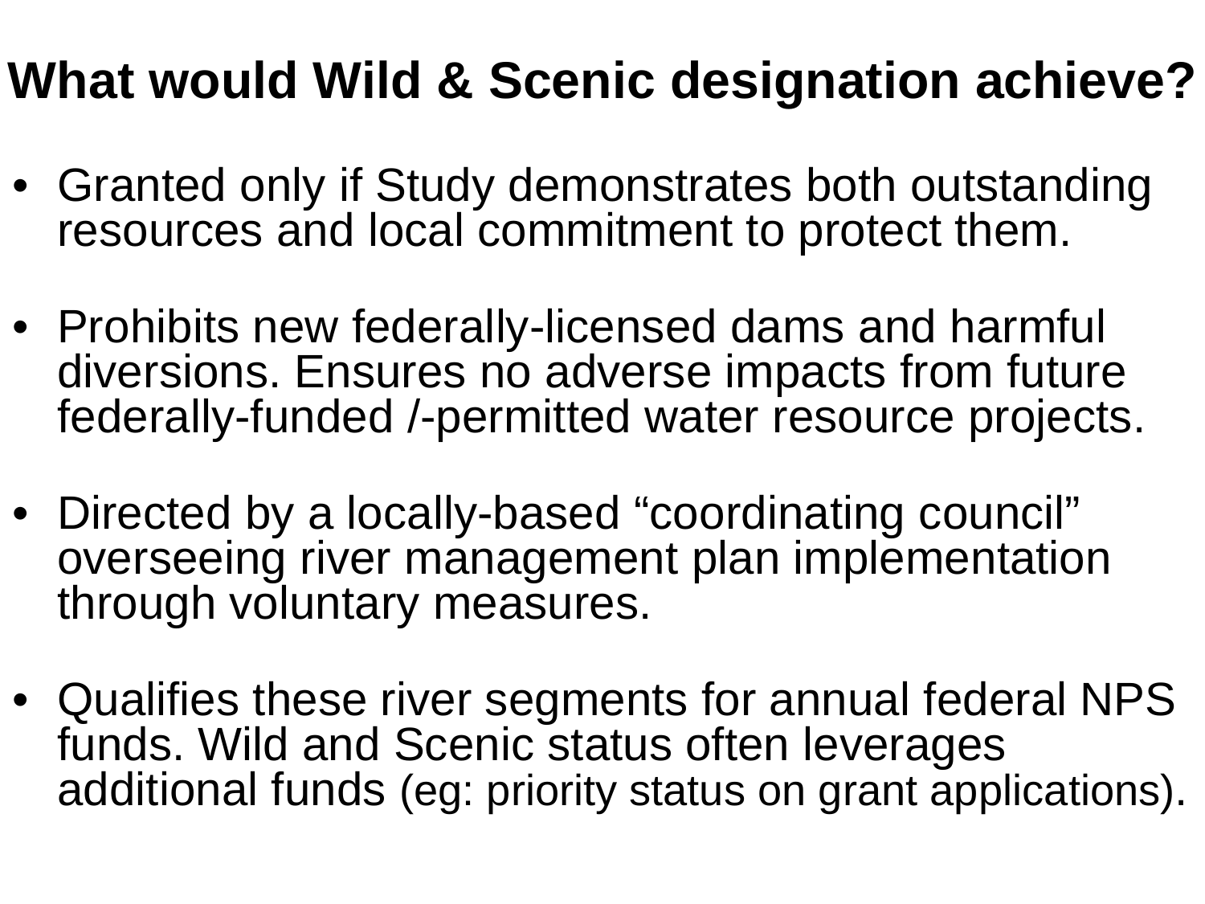# What would Wild & Scenic designation achieve?

- Granted only if Study demonstrates both outstanding resources and local commitment to protect them.

- Prohibits new federally-licensed dams and harmful diversions. Ensures no adverse impacts from future federally-funded /-permitted water resource projects.

- Directed by a locally-based “coordinating council” overseeing river management plan implementation through voluntary measures.

- Qualifies these river segments for annual federal NPS funds. Wild and Scenic status often leverages additional funds (eg: priority status on grant applications).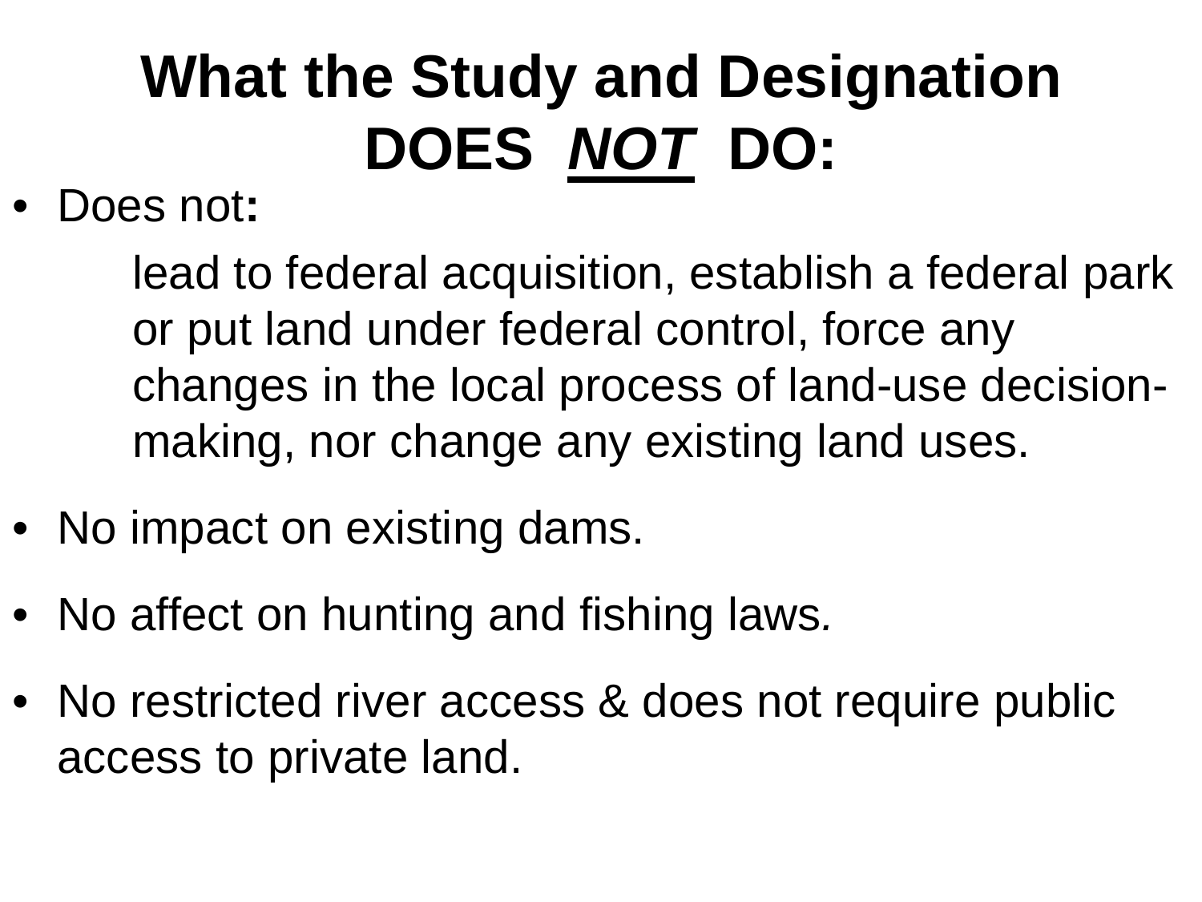# What the Study and Designation DOES ***NOT*** DO:

- Does not**:**

  lead to federal acquisition, establish a federal park or put land under federal control, force any changes in the local process of land-use decision-making, nor change any existing land uses.

- No impact on existing dams.
- No affect on hunting and fishing laws*.*
- No restricted river access & does not require public access to private land.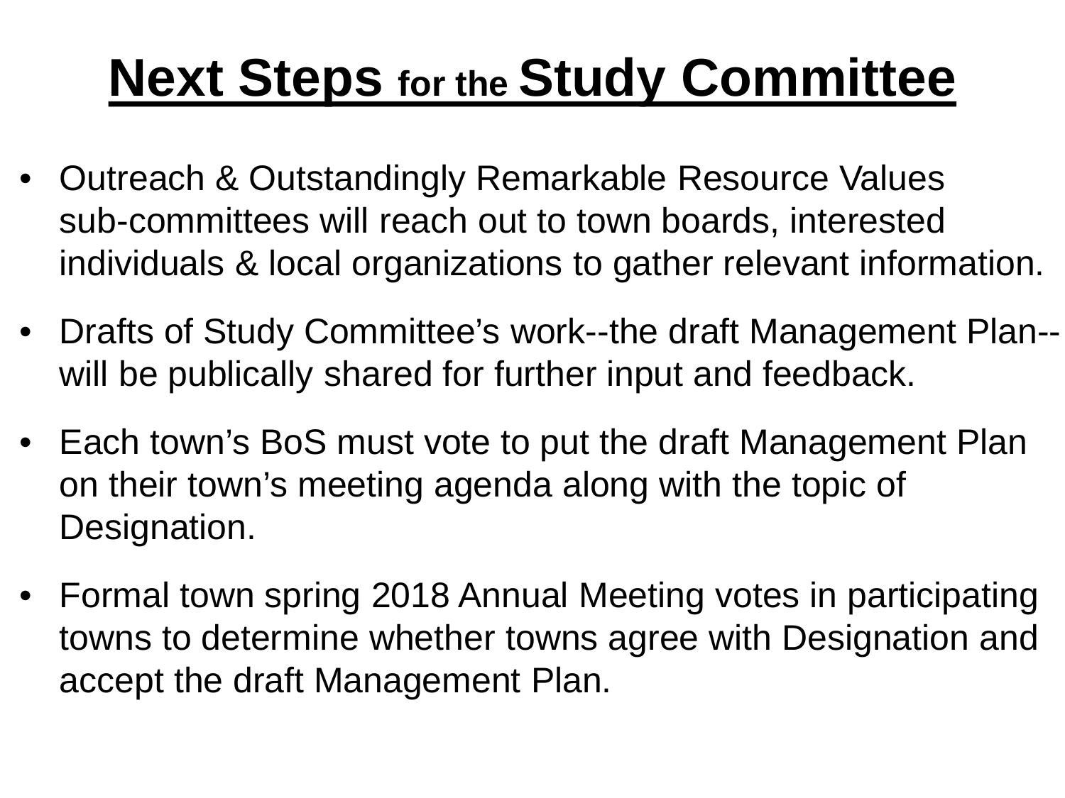# Next Steps for the Study Committee

- Outreach & Outstandingly Remarkable Resource Values sub-committees will reach out to town boards, interested individuals & local organizations to gather relevant information.
- Drafts of Study Committee's work--the draft Management Plan--will be publically shared for further input and feedback.
- Each town's BoS must vote to put the draft Management Plan on their town's meeting agenda along with the topic of Designation.
- Formal town spring 2018 Annual Meeting votes in participating towns to determine whether towns agree with Designation and accept the draft Management Plan.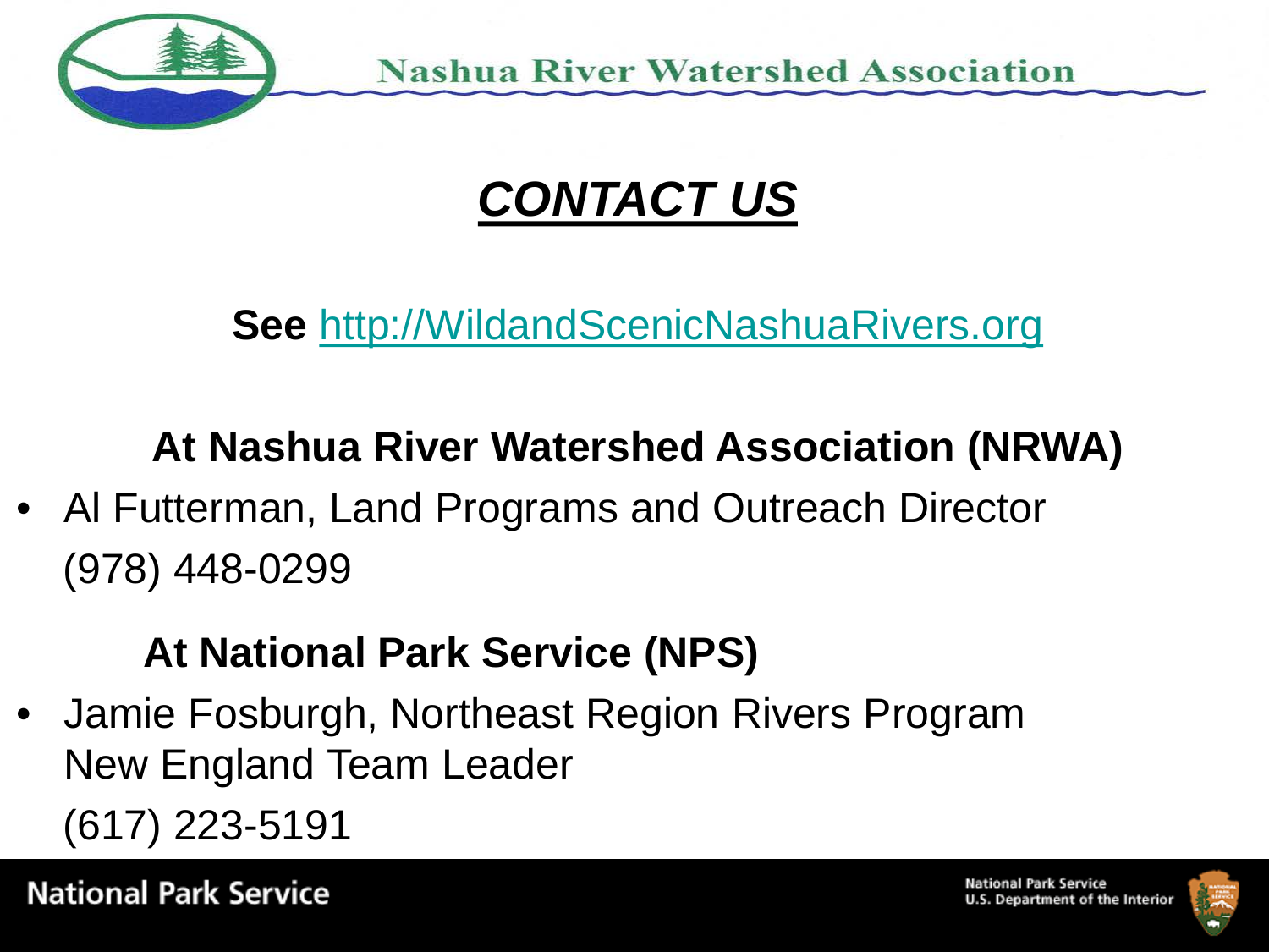# *CONTACT US*

**See** [http://WildandScenicNashuaRivers.org](http://WildandScenicNashuaRivers.org)

**At Nashua River Watershed Association (NRWA)**

- Al Futterman, Land Programs and Outreach Director
  (978) 448-0299

**At National Park Service (NPS)**

- Jamie Fosburgh, Northeast Region Rivers Program
  New England Team Leader
  (617) 223-5191